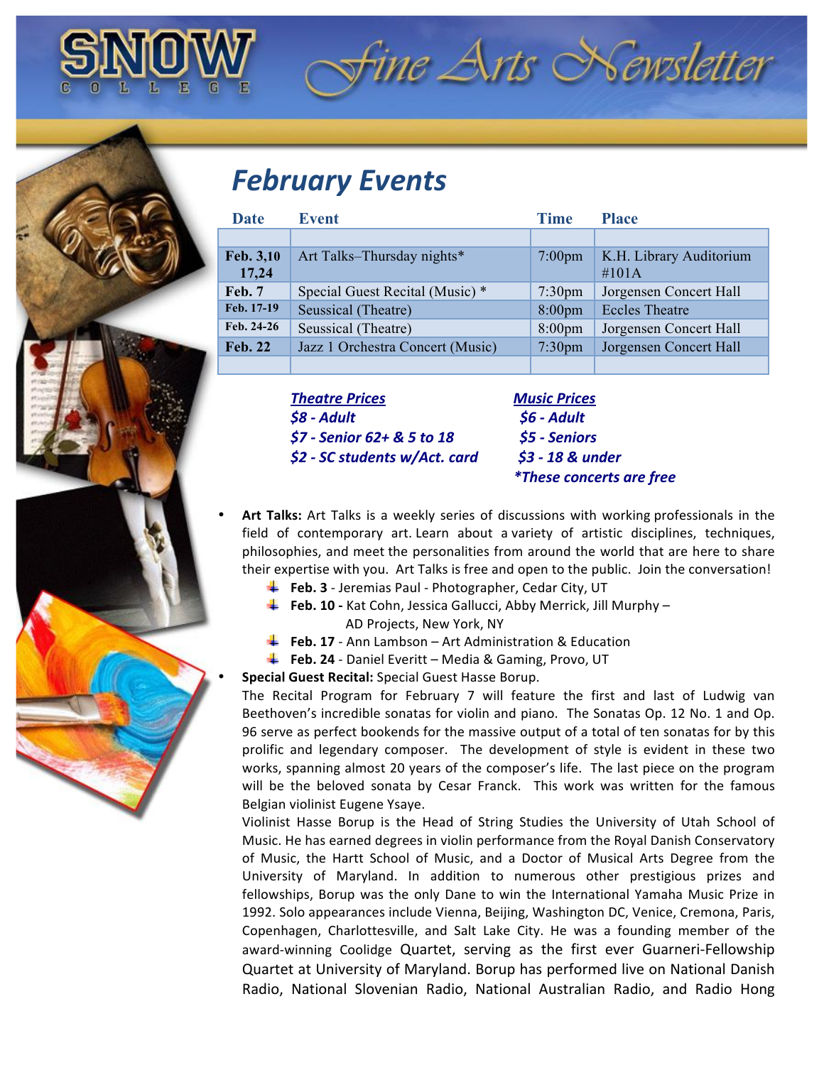# SNOW COLLEGE Fine Arts Newsletter

## February Events

| Date | Event | Time | Place |
|---|---|---|---|
| | | | |
| Feb. 3,10 17,24 | Art Talks–Thursday nights* | 7:00pm | K.H. Library Auditorium #101A |
| Feb. 7 | Special Guest Recital (Music) * | 7:30pm | Jorgensen Concert Hall |
| Feb. 17-19 | Seussical (Theatre) | 8:00pm | Eccles Theatre |
| Feb. 24-26 | Seussical (Theatre) | 8:00pm | Jorgensen Concert Hall |
| Feb. 22 | Jazz 1 Orchestra Concert (Music) | 7:30pm | Jorgensen Concert Hall |
| | | | |

***Theatre Prices***
***$8 - Adult***
***$7 - Senior 62+ & 5 to 18***
***$2 - SC students w/Act. card***

***Music Prices***
***$6 - Adult***
***$5 - Seniors***
***$3 - 18 & under***
****These concerts are free***

- **Art Talks:** Art Talks is a weekly series of discussions with working professionals in the field of contemporary art. Learn about a variety of artistic disciplines, techniques, philosophies, and meet the personalities from around the world that are here to share their expertise with you. Art Talks is free and open to the public. Join the conversation!
  - **Feb. 3** - Jeremias Paul - Photographer, Cedar City, UT
  - **Feb. 10 -** Kat Cohn, Jessica Gallucci, Abby Merrick, Jill Murphy – AD Projects, New York, NY
  - **Feb. 17** - Ann Lambson – Art Administration & Education
  - **Feb. 24** - Daniel Everitt – Media & Gaming, Provo, UT
- **Special Guest Recital:** Special Guest Hasse Borup.

  The Recital Program for February 7 will feature the first and last of Ludwig van Beethoven's incredible sonatas for violin and piano. The Sonatas Op. 12 No. 1 and Op. 96 serve as perfect bookends for the massive output of a total of ten sonatas for by this prolific and legendary composer. The development of style is evident in these two works, spanning almost 20 years of the composer's life. The last piece on the program will be the beloved sonata by Cesar Franck. This work was written for the famous Belgian violinist Eugene Ysaye.

  Violinist Hasse Borup is the Head of String Studies the University of Utah School of Music. He has earned degrees in violin performance from the Royal Danish Conservatory of Music, the Hartt School of Music, and a Doctor of Musical Arts Degree from the University of Maryland. In addition to numerous other prestigious prizes and fellowships, Borup was the only Dane to win the International Yamaha Music Prize in 1992. Solo appearances include Vienna, Beijing, Washington DC, Venice, Cremona, Paris, Copenhagen, Charlottesville, and Salt Lake City. He was a founding member of the award-winning Coolidge Quartet, serving as the first ever Guarneri-Fellowship Quartet at University of Maryland. Borup has performed live on National Danish Radio, National Slovenian Radio, National Australian Radio, and Radio Hong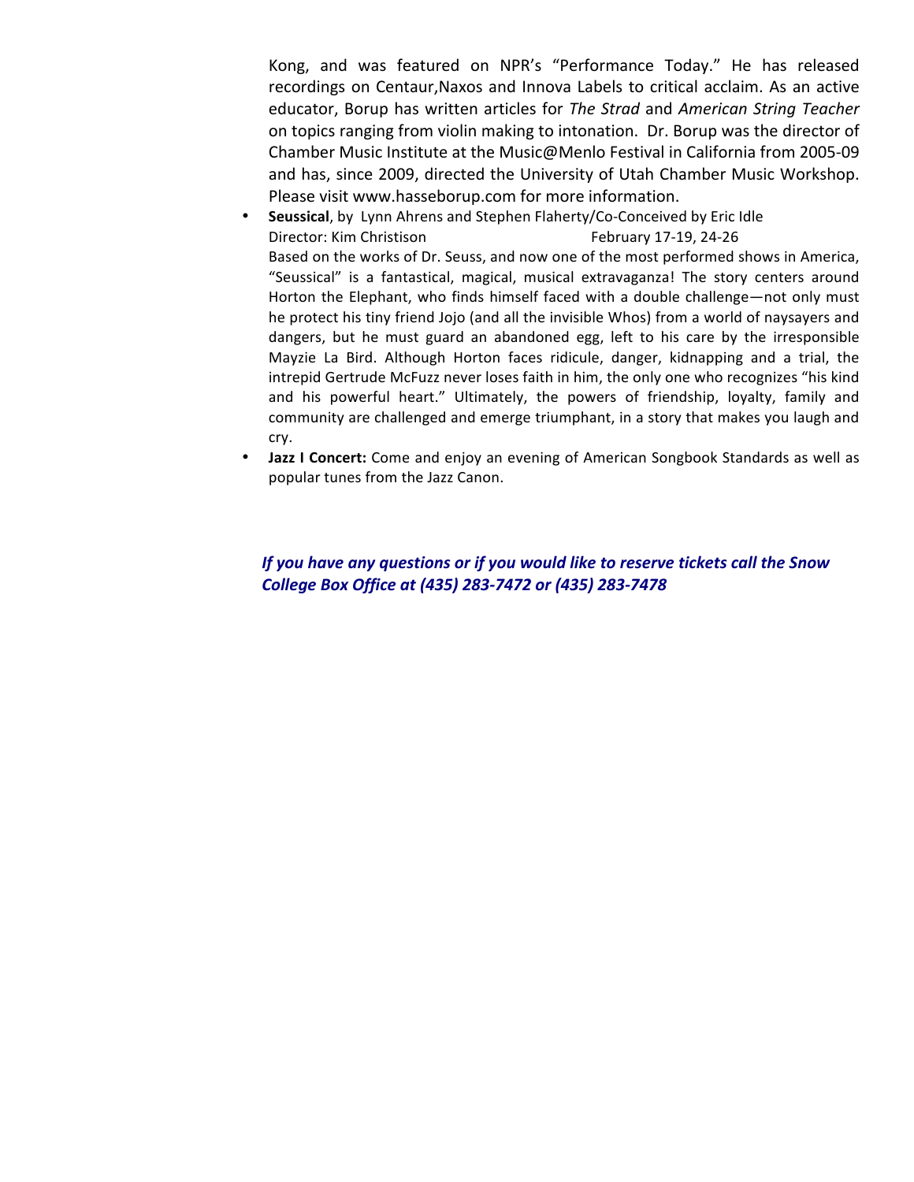Kong, and was featured on NPR's "Performance Today." He has released recordings on Centaur,Naxos and Innova Labels to critical acclaim. As an active educator, Borup has written articles for *The Strad* and *American String Teacher* on topics ranging from violin making to intonation. Dr. Borup was the director of Chamber Music Institute at the Music@Menlo Festival in California from 2005-09 and has, since 2009, directed the University of Utah Chamber Music Workshop. Please visit www.hasseborup.com for more information.

- **Seussical**, by Lynn Ahrens and Stephen Flaherty/Co-Conceived by Eric Idle
  Director: Kim Christison February 17-19, 24-26
  Based on the works of Dr. Seuss, and now one of the most performed shows in America, "Seussical" is a fantastical, magical, musical extravaganza! The story centers around Horton the Elephant, who finds himself faced with a double challenge—not only must he protect his tiny friend Jojo (and all the invisible Whos) from a world of naysayers and dangers, but he must guard an abandoned egg, left to his care by the irresponsible Mayzie La Bird. Although Horton faces ridicule, danger, kidnapping and a trial, the intrepid Gertrude McFuzz never loses faith in him, the only one who recognizes "his kind and his powerful heart." Ultimately, the powers of friendship, loyalty, family and community are challenged and emerge triumphant, in a story that makes you laugh and cry.
- **Jazz I Concert:** Come and enjoy an evening of American Songbook Standards as well as popular tunes from the Jazz Canon.

***If you have any questions or if you would like to reserve tickets call the Snow College Box Office at (435) 283-7472 or (435) 283-7478***